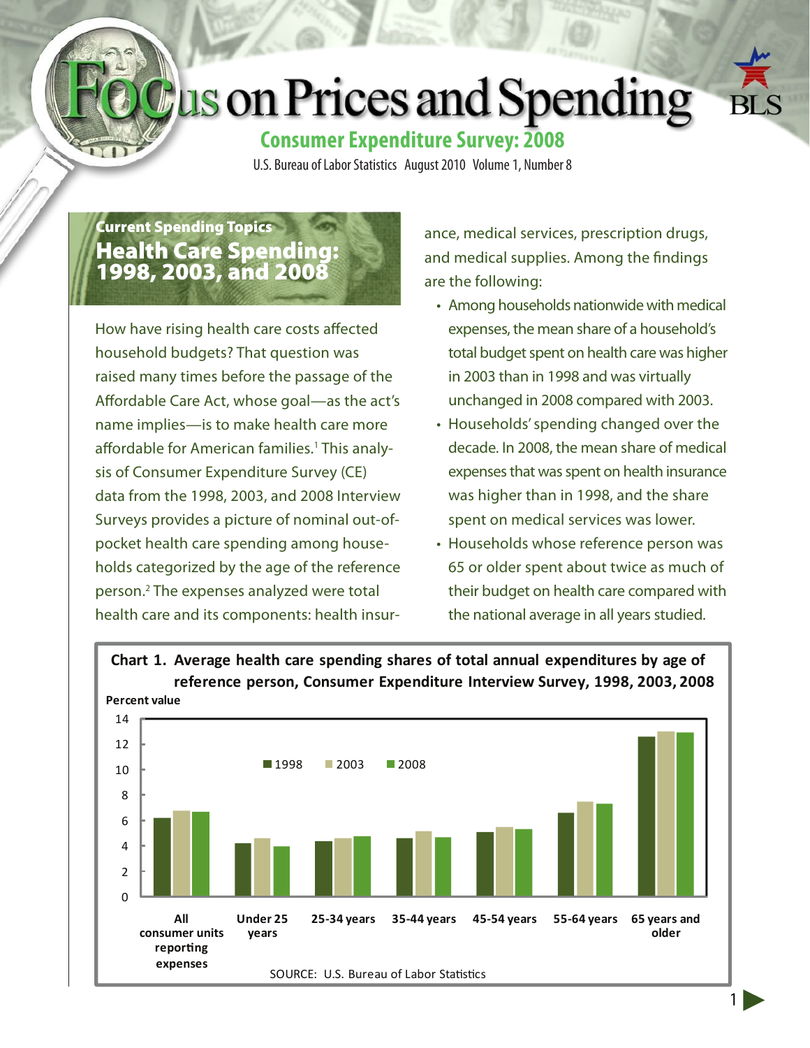# Focus on Prices and Spending

## Consumer Expenditure Survey: 2008

U.S. Bureau of Labor Statistics August 2010 Volume 1, Number 8

### Current Spending Topics

## Health Care Spending: 1998, 2003, and 2008

How have rising health care costs affected household budgets? That question was raised many times before the passage of the Affordable Care Act, whose goal—as the act's name implies—is to make health care more affordable for American families.[1] This analysis of Consumer Expenditure Survey (CE) data from the 1998, 2003, and 2008 Interview Surveys provides a picture of nominal out-of-pocket health care spending among households categorized by the age of the reference person.[2] The expenses analyzed were total health care and its components: health insurance, medical services, prescription drugs, and medical supplies. Among the findings are the following:

- Among households nationwide with medical expenses, the mean share of a household's total budget spent on health care was higher in 2003 than in 1998 and was virtually unchanged in 2008 compared with 2003.
- Households' spending changed over the decade. In 2008, the mean share of medical expenses that was spent on health insurance was higher than in 1998, and the share spent on medical services was lower.
- Households whose reference person was 65 or older spent about twice as much of their budget on health care compared with the national average in all years studied.

**Chart 1. Average health care spending shares of total annual expenditures by age of reference person, Consumer Expenditure Interview Survey, 1998, 2003, 2008**

Percent value

Legend: 1998, 2003, 2008

Categories: All consumer units reporting expenses; Under 25 years; 25-34 years; 35-44 years; 45-54 years; 55-64 years; 65 years and older

SOURCE: U.S. Bureau of Labor Statistics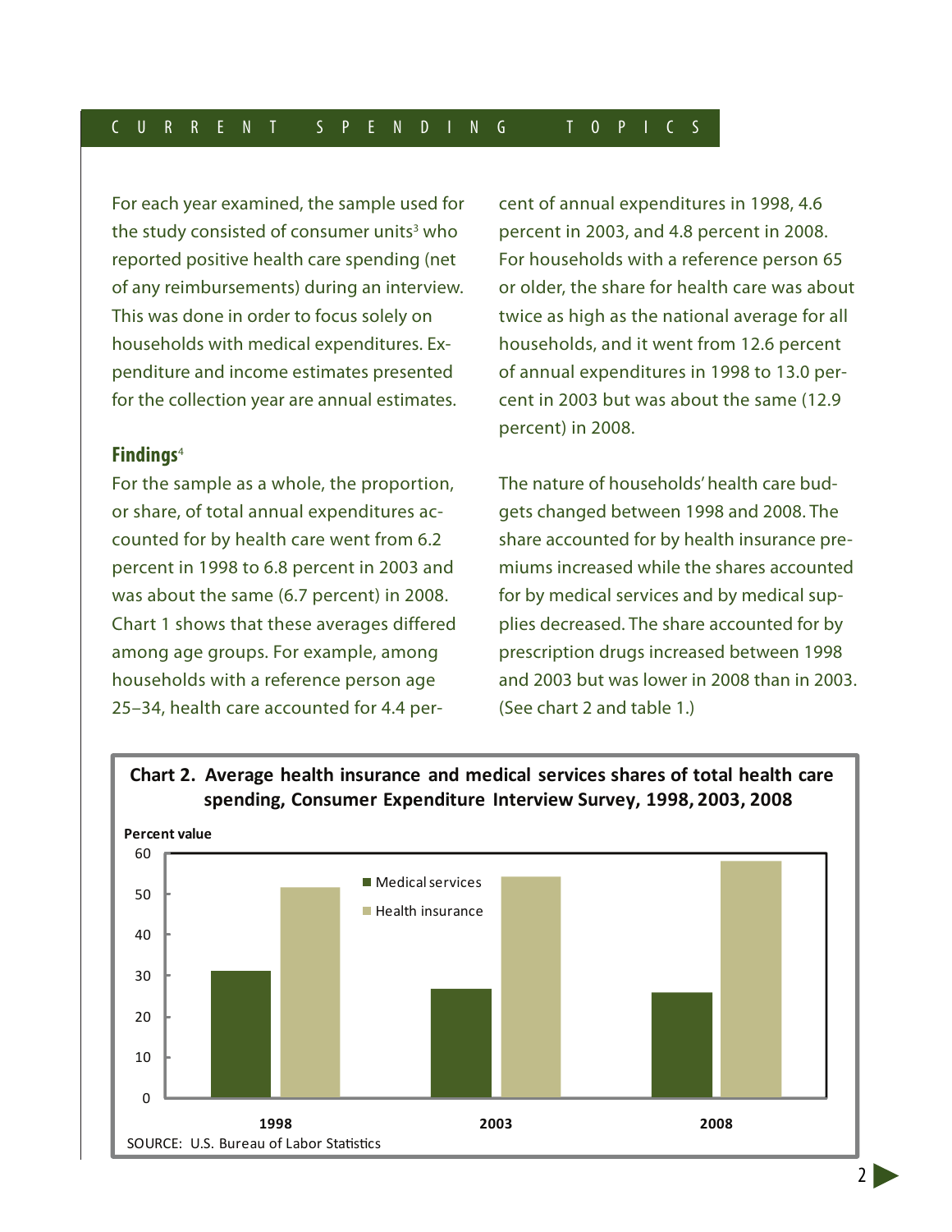For each year examined, the sample used for the study consisted of consumer units[3] who reported positive health care spending (net of any reimbursements) during an interview. This was done in order to focus solely on households with medical expenditures. Expenditure and income estimates presented for the collection year are annual estimates.

## Findings[4]

For the sample as a whole, the proportion, or share, of total annual expenditures accounted for by health care went from 6.2 percent in 1998 to 6.8 percent in 2003 and was about the same (6.7 percent) in 2008. Chart 1 shows that these averages differed among age groups. For example, among households with a reference person age 25–34, health care accounted for 4.4 percent of annual expenditures in 1998, 4.6 percent in 2003, and 4.8 percent in 2008. For households with a reference person 65 or older, the share for health care was about twice as high as the national average for all households, and it went from 12.6 percent of annual expenditures in 1998 to 13.0 percent in 2003 but was about the same (12.9 percent) in 2008.

The nature of households' health care budgets changed between 1998 and 2008. The share accounted for by health insurance premiums increased while the shares accounted for by medical services and by medical supplies decreased. The share accounted for by prescription drugs increased between 1998 and 2003 but was lower in 2008 than in 2003. (See chart 2 and table 1.)

**Chart 2. Average health insurance and medical services shares of total health care spending, Consumer Expenditure Interview Survey, 1998, 2003, 2008**

SOURCE: U.S. Bureau of Labor Statistics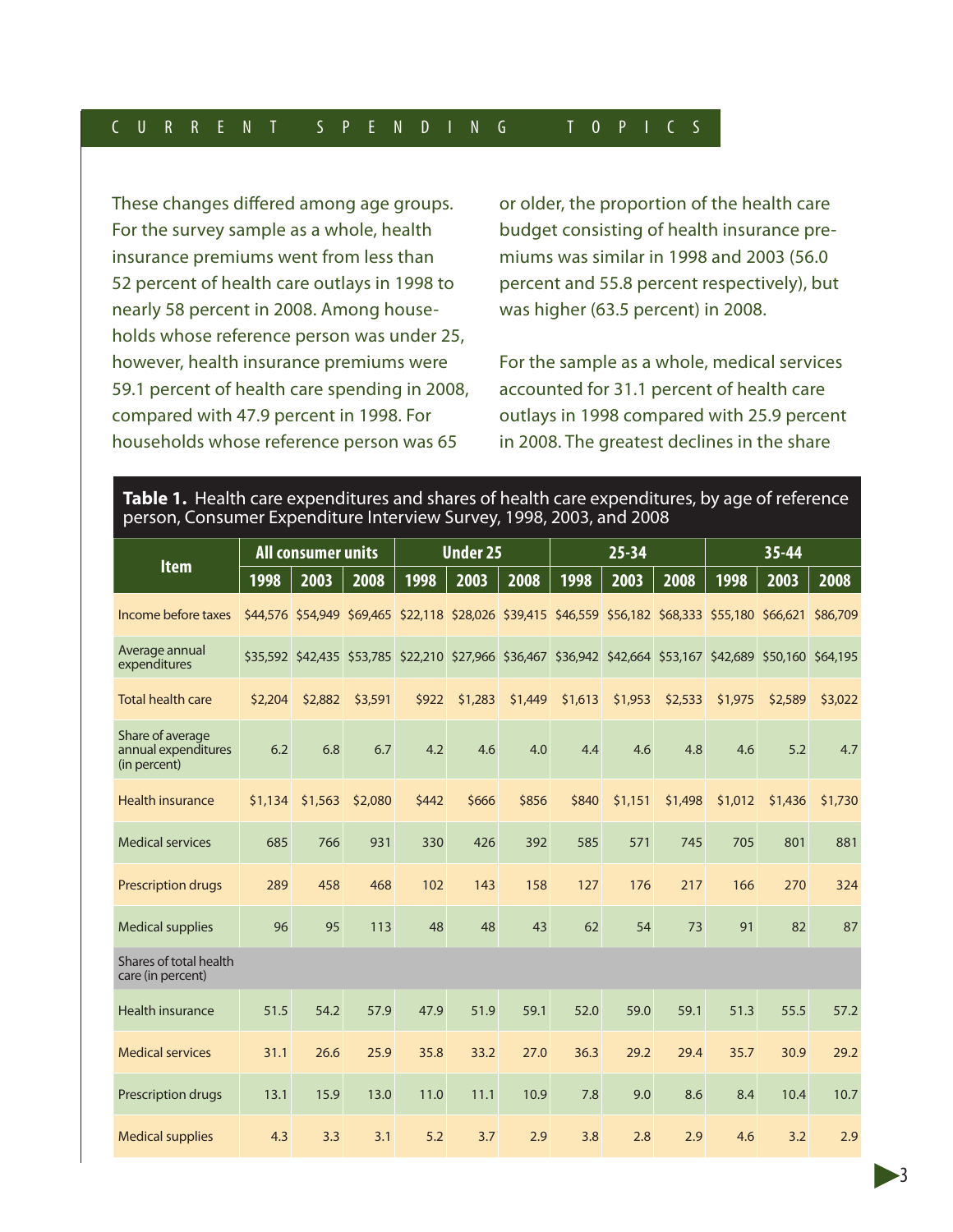These changes differed among age groups. For the survey sample as a whole, health insurance premiums went from less than 52 percent of health care outlays in 1998 to nearly 58 percent in 2008. Among households whose reference person was under 25, however, health insurance premiums were 59.1 percent of health care spending in 2008, compared with 47.9 percent in 1998. For households whose reference person was 65 or older, the proportion of the health care budget consisting of health insurance premiums was similar in 1998 and 2003 (56.0 percent and 55.8 percent respectively), but was higher (63.5 percent) in 2008.

For the sample as a whole, medical services accounted for 31.1 percent of health care outlays in 1998 compared with 25.9 percent in 2008. The greatest declines in the share

**Table 1.** Health care expenditures and shares of health care expenditures, by age of reference person, Consumer Expenditure Interview Survey, 1998, 2003, and 2008

| Item | All consumer units | | | Under 25 | | | 25-34 | | | 35-44 | | |
|---|---|---|---|---|---|---|---|---|---|---|---|---|
| | 1998 | 2003 | 2008 | 1998 | 2003 | 2008 | 1998 | 2003 | 2008 | 1998 | 2003 | 2008 |
| Income before taxes | $44,576 | $54,949 | $69,465 | $22,118 | $28,026 | $39,415 | $46,559 | $56,182 | $68,333 | $55,180 | $66,621 | $86,709 |
| Average annual expenditures | $35,592 | $42,435 | $53,785 | $22,210 | $27,966 | $36,467 | $36,942 | $42,664 | $53,167 | $42,689 | $50,160 | $64,195 |
| Total health care | $2,204 | $2,882 | $3,591 | $922 | $1,283 | $1,449 | $1,613 | $1,953 | $2,533 | $1,975 | $2,589 | $3,022 |
| Share of average annual expenditures (in percent) | 6.2 | 6.8 | 6.7 | 4.2 | 4.6 | 4.0 | 4.4 | 4.6 | 4.8 | 4.6 | 5.2 | 4.7 |
| Health insurance | $1,134 | $1,563 | $2,080 | $442 | $666 | $856 | $840 | $1,151 | $1,498 | $1,012 | $1,436 | $1,730 |
| Medical services | 685 | 766 | 931 | 330 | 426 | 392 | 585 | 571 | 745 | 705 | 801 | 881 |
| Prescription drugs | 289 | 458 | 468 | 102 | 143 | 158 | 127 | 176 | 217 | 166 | 270 | 324 |
| Medical supplies | 96 | 95 | 113 | 48 | 48 | 43 | 62 | 54 | 73 | 91 | 82 | 87 |
| Shares of total health care (in percent) | | | | | | | | | | | | |
| Health insurance | 51.5 | 54.2 | 57.9 | 47.9 | 51.9 | 59.1 | 52.0 | 59.0 | 59.1 | 51.3 | 55.5 | 57.2 |
| Medical services | 31.1 | 26.6 | 25.9 | 35.8 | 33.2 | 27.0 | 36.3 | 29.2 | 29.4 | 35.7 | 30.9 | 29.2 |
| Prescription drugs | 13.1 | 15.9 | 13.0 | 11.0 | 11.1 | 10.9 | 7.8 | 9.0 | 8.6 | 8.4 | 10.4 | 10.7 |
| Medical supplies | 4.3 | 3.3 | 3.1 | 5.2 | 3.7 | 2.9 | 3.8 | 2.8 | 2.9 | 4.6 | 3.2 | 2.9 |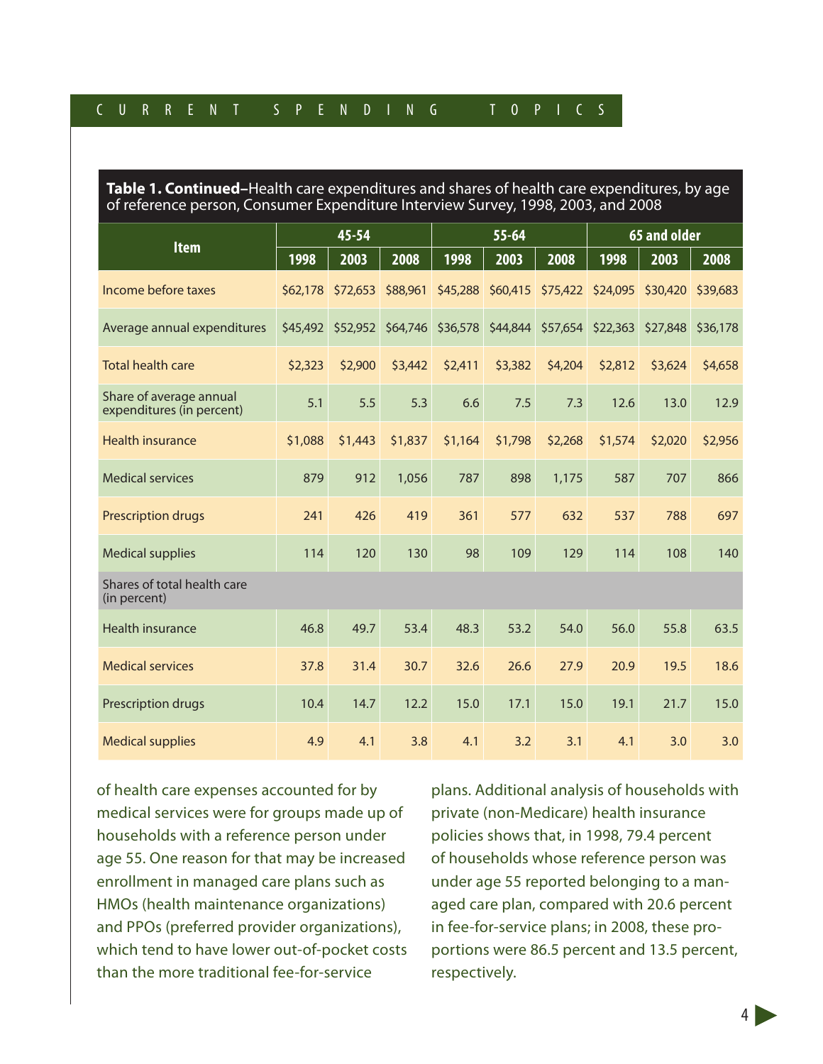**Table 1. Continued**–Health care expenditures and shares of health care expenditures, by age of reference person, Consumer Expenditure Interview Survey, 1998, 2003, and 2008

| Item | 45-54 | | | 55-64 | | | 65 and older | | |
|---|---|---|---|---|---|---|---|---|---|
| | 1998 | 2003 | 2008 | 1998 | 2003 | 2008 | 1998 | 2003 | 2008 |
| Income before taxes | $62,178 | $72,653 | $88,961 | $45,288 | $60,415 | $75,422 | $24,095 | $30,420 | $39,683 |
| Average annual expenditures | $45,492 | $52,952 | $64,746 | $36,578 | $44,844 | $57,654 | $22,363 | $27,848 | $36,178 |
| Total health care | $2,323 | $2,900 | $3,442 | $2,411 | $3,382 | $4,204 | $2,812 | $3,624 | $4,658 |
| Share of average annual expenditures (in percent) | 5.1 | 5.5 | 5.3 | 6.6 | 7.5 | 7.3 | 12.6 | 13.0 | 12.9 |
| Health insurance | $1,088 | $1,443 | $1,837 | $1,164 | $1,798 | $2,268 | $1,574 | $2,020 | $2,956 |
| Medical services | 879 | 912 | 1,056 | 787 | 898 | 1,175 | 587 | 707 | 866 |
| Prescription drugs | 241 | 426 | 419 | 361 | 577 | 632 | 537 | 788 | 697 |
| Medical supplies | 114 | 120 | 130 | 98 | 109 | 129 | 114 | 108 | 140 |
| Shares of total health care (in percent) | | | | | | | | | |
| Health insurance | 46.8 | 49.7 | 53.4 | 48.3 | 53.2 | 54.0 | 56.0 | 55.8 | 63.5 |
| Medical services | 37.8 | 31.4 | 30.7 | 32.6 | 26.6 | 27.9 | 20.9 | 19.5 | 18.6 |
| Prescription drugs | 10.4 | 14.7 | 12.2 | 15.0 | 17.1 | 15.0 | 19.1 | 21.7 | 15.0 |
| Medical supplies | 4.9 | 4.1 | 3.8 | 4.1 | 3.2 | 3.1 | 4.1 | 3.0 | 3.0 |

of health care expenses accounted for by medical services were for groups made up of households with a reference person under age 55. One reason for that may be increased enrollment in managed care plans such as HMOs (health maintenance organizations) and PPOs (preferred provider organizations), which tend to have lower out-of-pocket costs than the more traditional fee-for-service plans. Additional analysis of households with private (non-Medicare) health insurance policies shows that, in 1998, 79.4 percent of households whose reference person was under age 55 reported belonging to a managed care plan, compared with 20.6 percent in fee-for-service plans; in 2008, these proportions were 86.5 percent and 13.5 percent, respectively.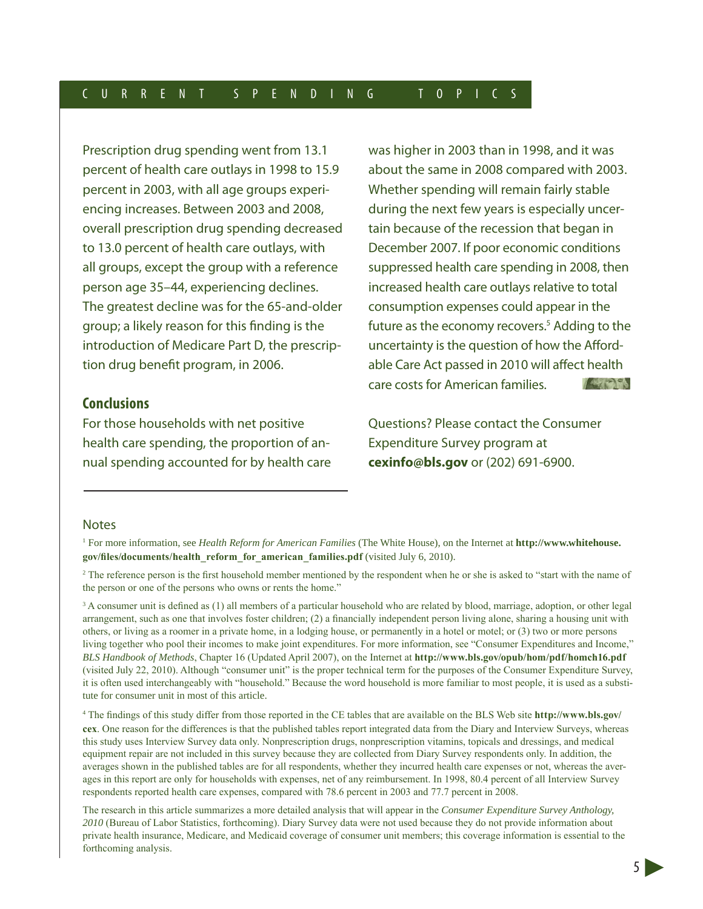Prescription drug spending went from 13.1 percent of health care outlays in 1998 to 15.9 percent in 2003, with all age groups experiencing increases. Between 2003 and 2008, overall prescription drug spending decreased to 13.0 percent of health care outlays, with all groups, except the group with a reference person age 35–44, experiencing declines. The greatest decline was for the 65-and-older group; a likely reason for this finding is the introduction of Medicare Part D, the prescription drug benefit program, in 2006.

## Conclusions

For those households with net positive health care spending, the proportion of annual spending accounted for by health care was higher in 2003 than in 1998, and it was about the same in 2008 compared with 2003. Whether spending will remain fairly stable during the next few years is especially uncertain because of the recession that began in December 2007. If poor economic conditions suppressed health care spending in 2008, then increased health care outlays relative to total consumption expenses could appear in the future as the economy recovers.[5] Adding to the uncertainty is the question of how the Affordable Care Act passed in 2010 will affect health care costs for American families.

Questions? Please contact the Consumer Expenditure Survey program at **cexinfo@bls.gov** or (202) 691-6900.

---

Notes

[1] For more information, see *Health Reform for American Families* (The White House), on the Internet at **http://www.whitehouse.gov/files/documents/health_reform_for_american_families.pdf** (visited July 6, 2010).

[2] The reference person is the first household member mentioned by the respondent when he or she is asked to "start with the name of the person or one of the persons who owns or rents the home."

[3] A consumer unit is defined as (1) all members of a particular household who are related by blood, marriage, adoption, or other legal arrangement, such as one that involves foster children; (2) a financially independent person living alone, sharing a housing unit with others, or living as a roomer in a private home, in a lodging house, or permanently in a hotel or motel; or (3) two or more persons living together who pool their incomes to make joint expenditures. For more information, see "Consumer Expenditures and Income," *BLS Handbook of Methods*, Chapter 16 (Updated April 2007), on the Internet at **http://www.bls.gov/opub/hom/pdf/homch16.pdf** (visited July 22, 2010). Although "consumer unit" is the proper technical term for the purposes of the Consumer Expenditure Survey, it is often used interchangeably with "household." Because the word household is more familiar to most people, it is used as a substitute for consumer unit in most of this article.

[4] The findings of this study differ from those reported in the CE tables that are available on the BLS Web site **http://www.bls.gov/cex**. One reason for the differences is that the published tables report integrated data from the Diary and Interview Surveys, whereas this study uses Interview Survey data only. Nonprescription drugs, nonprescription vitamins, topicals and dressings, and medical equipment repair are not included in this survey because they are collected from Diary Survey respondents only. In addition, the averages shown in the published tables are for all respondents, whether they incurred health care expenses or not, whereas the averages in this report are only for households with expenses, net of any reimbursement. In 1998, 80.4 percent of all Interview Survey respondents reported health care expenses, compared with 78.6 percent in 2003 and 77.7 percent in 2008.

The research in this article summarizes a more detailed analysis that will appear in the *Consumer Expenditure Survey Anthology, 2010* (Bureau of Labor Statistics, forthcoming). Diary Survey data were not used because they do not provide information about private health insurance, Medicare, and Medicaid coverage of consumer unit members; this coverage information is essential to the forthcoming analysis.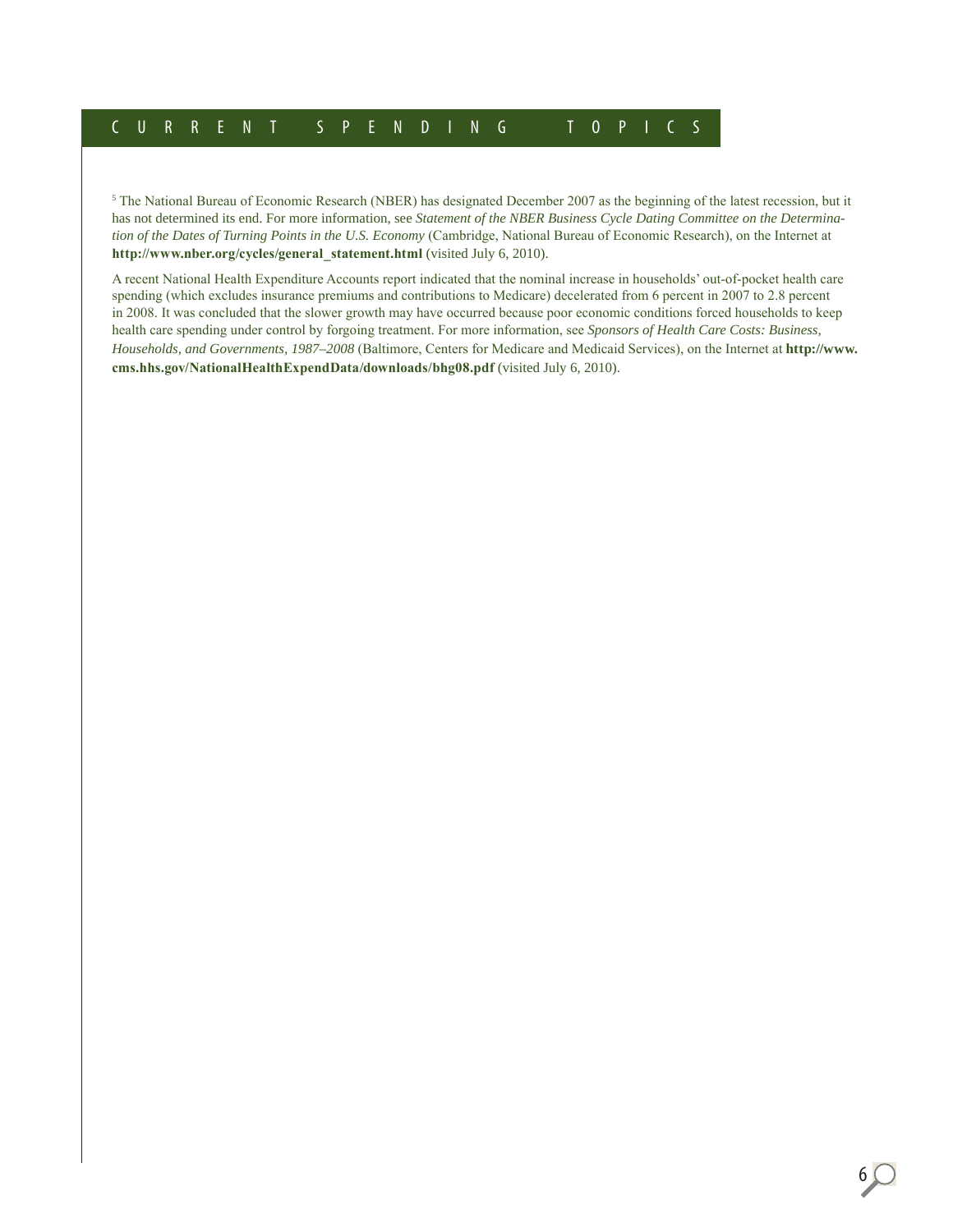[5] The National Bureau of Economic Research (NBER) has designated December 2007 as the beginning of the latest recession, but it has not determined its end. For more information, see *Statement of the NBER Business Cycle Dating Committee on the Determination of the Dates of Turning Points in the U.S. Economy* (Cambridge, National Bureau of Economic Research), on the Internet at **http://www.nber.org/cycles/general_statement.html** (visited July 6, 2010).

A recent National Health Expenditure Accounts report indicated that the nominal increase in households' out-of-pocket health care spending (which excludes insurance premiums and contributions to Medicare) decelerated from 6 percent in 2007 to 2.8 percent in 2008. It was concluded that the slower growth may have occurred because poor economic conditions forced households to keep health care spending under control by forgoing treatment. For more information, see *Sponsors of Health Care Costs: Business, Households, and Governments, 1987–2008* (Baltimore, Centers for Medicare and Medicaid Services), on the Internet at **http://www.cms.hhs.gov/NationalHealthExpendData/downloads/bhg08.pdf** (visited July 6, 2010).